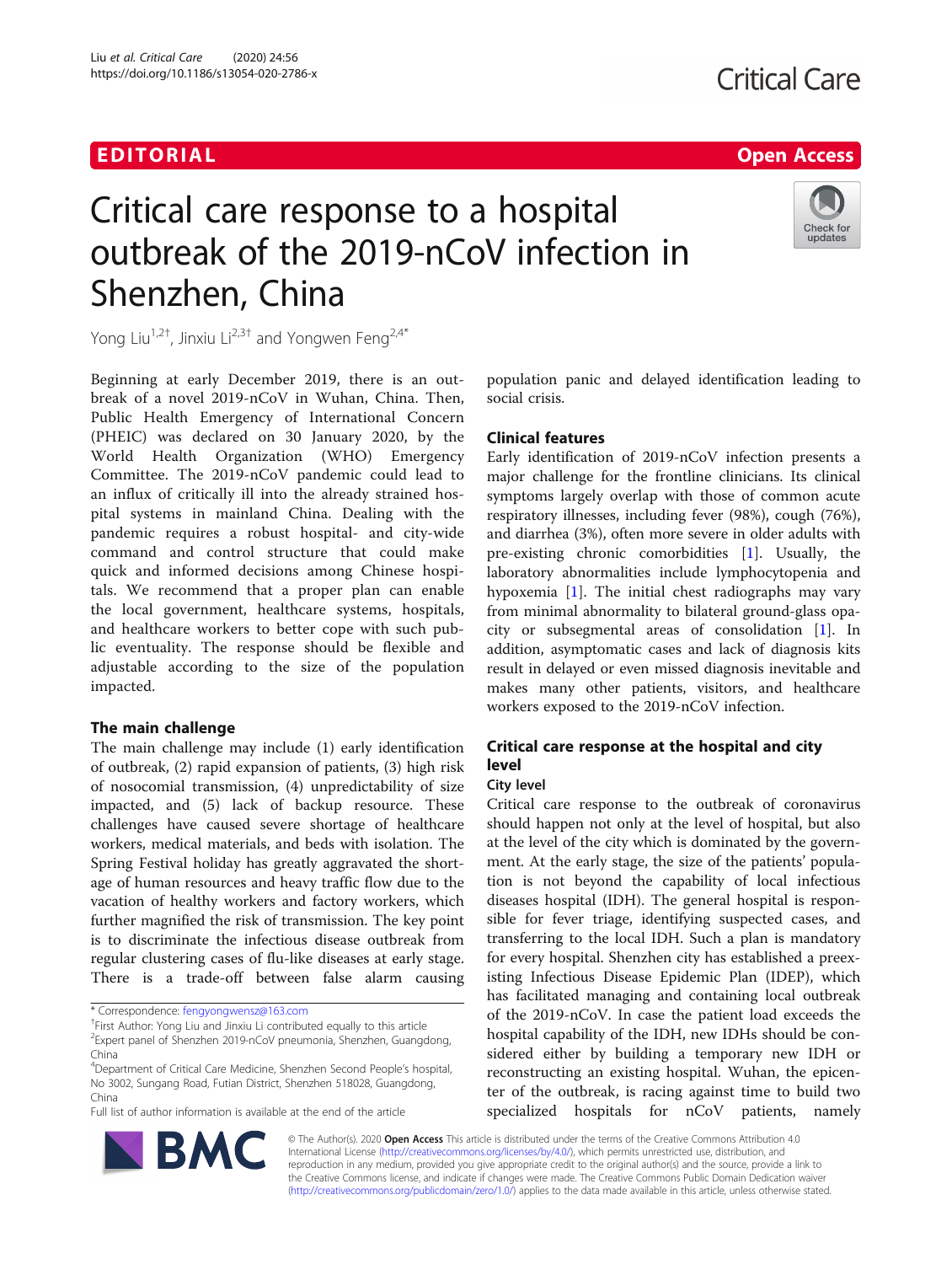EDITORIAL

Open Access

# Critical care response to a hospital outbreak of the 2019-nCoV infection in Shenzhen, China

Yong Liu[1,2†], Jinxiu Li[2,3†] and Yongwen Feng[2,4*]

Beginning at early December 2019, there is an outbreak of a novel 2019-nCoV in Wuhan, China. Then, Public Health Emergency of International Concern (PHEIC) was declared on 30 January 2020, by the World Health Organization (WHO) Emergency Committee. The 2019-nCoV pandemic could lead to an influx of critically ill into the already strained hospital systems in mainland China. Dealing with the pandemic requires a robust hospital- and city-wide command and control structure that could make quick and informed decisions among Chinese hospitals. We recommend that a proper plan can enable the local government, healthcare systems, hospitals, and healthcare workers to better cope with such public eventuality. The response should be flexible and adjustable according to the size of the population impacted.

## The main challenge

The main challenge may include (1) early identification of outbreak, (2) rapid expansion of patients, (3) high risk of nosocomial transmission, (4) unpredictability of size impacted, and (5) lack of backup resource. These challenges have caused severe shortage of healthcare workers, medical materials, and beds with isolation. The Spring Festival holiday has greatly aggravated the shortage of human resources and heavy traffic flow due to the vacation of healthy workers and factory workers, which further magnified the risk of transmission. The key point is to discriminate the infectious disease outbreak from regular clustering cases of flu-like diseases at early stage. There is a trade-off between false alarm causing population panic and delayed identification leading to social crisis.

## Clinical features

Early identification of 2019-nCoV infection presents a major challenge for the frontline clinicians. Its clinical symptoms largely overlap with those of common acute respiratory illnesses, including fever (98%), cough (76%), and diarrhea (3%), often more severe in older adults with pre-existing chronic comorbidities [1]. Usually, the laboratory abnormalities include lymphocytopenia and hypoxemia [1]. The initial chest radiographs may vary from minimal abnormality to bilateral ground-glass opacity or subsegmental areas of consolidation [1]. In addition, asymptomatic cases and lack of diagnosis kits result in delayed or even missed diagnosis inevitable and makes many other patients, visitors, and healthcare workers exposed to the 2019-nCoV infection.

## Critical care response at the hospital and city level

### City level

Critical care response to the outbreak of coronavirus should happen not only at the level of hospital, but also at the level of the city which is dominated by the government. At the early stage, the size of the patients' population is not beyond the capability of local infectious diseases hospital (IDH). The general hospital is responsible for fever triage, identifying suspected cases, and transferring to the local IDH. Such a plan is mandatory for every hospital. Shenzhen city has established a preexisting Infectious Disease Epidemic Plan (IDEP), which has facilitated managing and containing local outbreak of the 2019-nCoV. In case the patient load exceeds the hospital capability of the IDH, new IDHs should be considered either by building a temporary new IDH or reconstructing an existing hospital. Wuhan, the epicenter of the outbreak, is racing against time to build two specialized hospitals for nCoV patients, namely

\* Correspondence: fengyongwensz@163.com

†First Author: Yong Liu and Jinxiu Li contributed equally to this article

[2]Expert panel of Shenzhen 2019-nCoV pneumonia, Shenzhen, Guangdong, China

[4]Department of Critical Care Medicine, Shenzhen Second People's hospital, No 3002, Sungang Road, Futian District, Shenzhen 518028, Guangdong, China

Full list of author information is available at the end of the article

© The Author(s). 2020 **Open Access** This article is distributed under the terms of the Creative Commons Attribution 4.0 International License (http://creativecommons.org/licenses/by/4.0/), which permits unrestricted use, distribution, and reproduction in any medium, provided you give appropriate credit to the original author(s) and the source, provide a link to the Creative Commons license, and indicate if changes were made. The Creative Commons Public Domain Dedication waiver (http://creativecommons.org/publicdomain/zero/1.0/) applies to the data made available in this article, unless otherwise stated.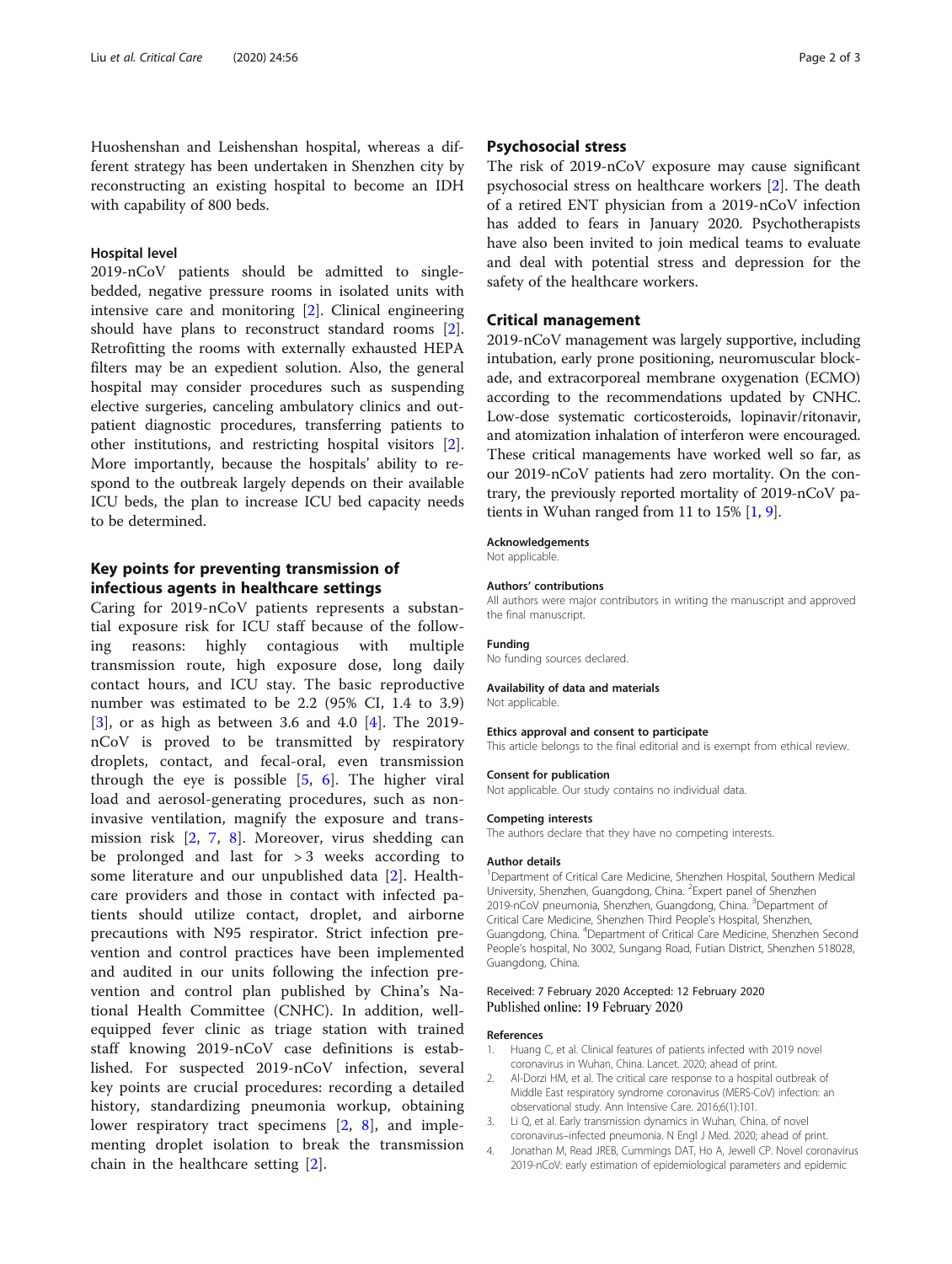Huoshenshan and Leishenshan hospital, whereas a different strategy has been undertaken in Shenzhen city by reconstructing an existing hospital to become an IDH with capability of 800 beds.

### Hospital level

2019-nCoV patients should be admitted to single-bedded, negative pressure rooms in isolated units with intensive care and monitoring [2]. Clinical engineering should have plans to reconstruct standard rooms [2]. Retrofitting the rooms with externally exhausted HEPA filters may be an expedient solution. Also, the general hospital may consider procedures such as suspending elective surgeries, canceling ambulatory clinics and outpatient diagnostic procedures, transferring patients to other institutions, and restricting hospital visitors [2]. More importantly, because the hospitals' ability to respond to the outbreak largely depends on their available ICU beds, the plan to increase ICU bed capacity needs to be determined.

## Key points for preventing transmission of infectious agents in healthcare settings

Caring for 2019-nCoV patients represents a substantial exposure risk for ICU staff because of the following reasons: highly contagious with multiple transmission route, high exposure dose, long daily contact hours, and ICU stay. The basic reproductive number was estimated to be 2.2 (95% CI, 1.4 to 3.9) [3], or as high as between 3.6 and 4.0 [4]. The 2019-nCoV is proved to be transmitted by respiratory droplets, contact, and fecal-oral, even transmission through the eye is possible [5, 6]. The higher viral load and aerosol-generating procedures, such as non-invasive ventilation, magnify the exposure and transmission risk [2, 7, 8]. Moreover, virus shedding can be prolonged and last for > 3 weeks according to some literature and our unpublished data [2]. Healthcare providers and those in contact with infected patients should utilize contact, droplet, and airborne precautions with N95 respirator. Strict infection prevention and control practices have been implemented and audited in our units following the infection prevention and control plan published by China's National Health Committee (CNHC). In addition, well-equipped fever clinic as triage station with trained staff knowing 2019-nCoV case definitions is established. For suspected 2019-nCoV infection, several key points are crucial procedures: recording a detailed history, standardizing pneumonia workup, obtaining lower respiratory tract specimens [2, 8], and implementing droplet isolation to break the transmission chain in the healthcare setting [2].

## Psychosocial stress

The risk of 2019-nCoV exposure may cause significant psychosocial stress on healthcare workers [2]. The death of a retired ENT physician from a 2019-nCoV infection has added to fears in January 2020. Psychotherapists have also been invited to join medical teams to evaluate and deal with potential stress and depression for the safety of the healthcare workers.

## Critical management

2019-nCoV management was largely supportive, including intubation, early prone positioning, neuromuscular blockade, and extracorporeal membrane oxygenation (ECMO) according to the recommendations updated by CNHC. Low-dose systematic corticosteroids, lopinavir/ritonavir, and atomization inhalation of interferon were encouraged. These critical managements have worked well so far, as our 2019-nCoV patients had zero mortality. On the contrary, the previously reported mortality of 2019-nCoV patients in Wuhan ranged from 11 to 15% [1, 9].

#### Acknowledgements
Not applicable.

#### Authors' contributions
All authors were major contributors in writing the manuscript and approved the final manuscript.

#### Funding
No funding sources declared.

#### Availability of data and materials
Not applicable.

#### Ethics approval and consent to participate
This article belongs to the final editorial and is exempt from ethical review.

#### Consent for publication
Not applicable. Our study contains no individual data.

#### Competing interests
The authors declare that they have no competing interests.

#### Author details
[1]Department of Critical Care Medicine, Shenzhen Hospital, Southern Medical University, Shenzhen, Guangdong, China. [2]Expert panel of Shenzhen 2019-nCoV pneumonia, Shenzhen, Guangdong, China. [3]Department of Critical Care Medicine, Shenzhen Third People's Hospital, Shenzhen, Guangdong, China. [4]Department of Critical Care Medicine, Shenzhen Second People's hospital, No 3002, Sungang Road, Futian District, Shenzhen 518028, Guangdong, China.

Received: 7 February 2020 Accepted: 12 February 2020
Published online: 19 February 2020

#### References

1. Huang C, et al. Clinical features of patients infected with 2019 novel coronavirus in Wuhan, China. Lancet. 2020; ahead of print.
2. Al-Dorzi HM, et al. The critical care response to a hospital outbreak of Middle East respiratory syndrome coronavirus (MERS-CoV) infection: an observational study. Ann Intensive Care. 2016;6(1):101.
3. Li Q, et al. Early transmission dynamics in Wuhan, China, of novel coronavirus–infected pneumonia. N Engl J Med. 2020; ahead of print.
4. Jonathan M, Read JREB, Cummings DAT, Ho A, Jewell CP. Novel coronavirus 2019-nCoV: early estimation of epidemiological parameters and epidemic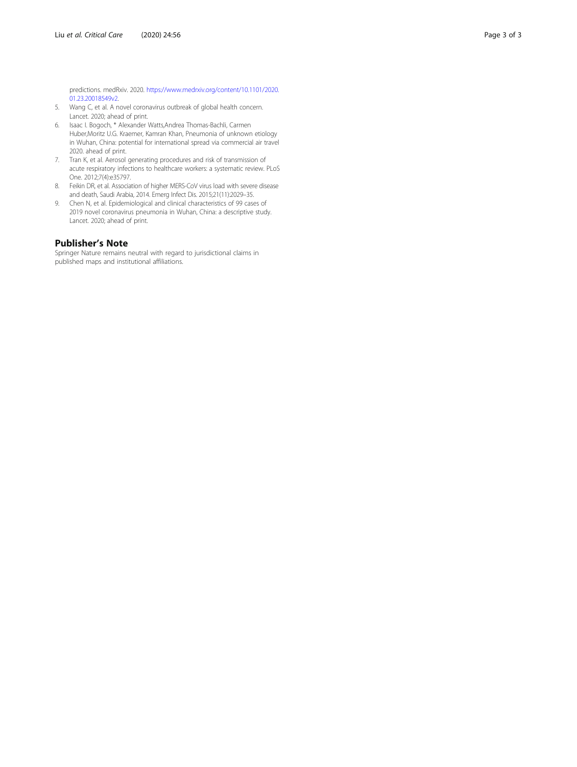predictions. medRxiv. 2020. https://www.medrxiv.org/content/10.1101/2020.01.23.20018549v2.

5. Wang C, et al. A novel coronavirus outbreak of global health concern. Lancet. 2020; ahead of print.
6. Isaac I. Bogoch, * Alexander Watts,Andrea Thomas-Bachli, Carmen Huber,Moritz U.G. Kraemer, Kamran Khan, Pneumonia of unknown etiology in Wuhan, China: potential for international spread via commercial air travel 2020. ahead of print.
7. Tran K, et al. Aerosol generating procedures and risk of transmission of acute respiratory infections to healthcare workers: a systematic review. PLoS One. 2012;7(4):e35797.
8. Feikin DR, et al. Association of higher MERS-CoV virus load with severe disease and death, Saudi Arabia, 2014. Emerg Infect Dis. 2015;21(11):2029–35.
9. Chen N, et al. Epidemiological and clinical characteristics of 99 cases of 2019 novel coronavirus pneumonia in Wuhan, China: a descriptive study. Lancet. 2020; ahead of print.

## Publisher's Note

Springer Nature remains neutral with regard to jurisdictional claims in published maps and institutional affiliations.